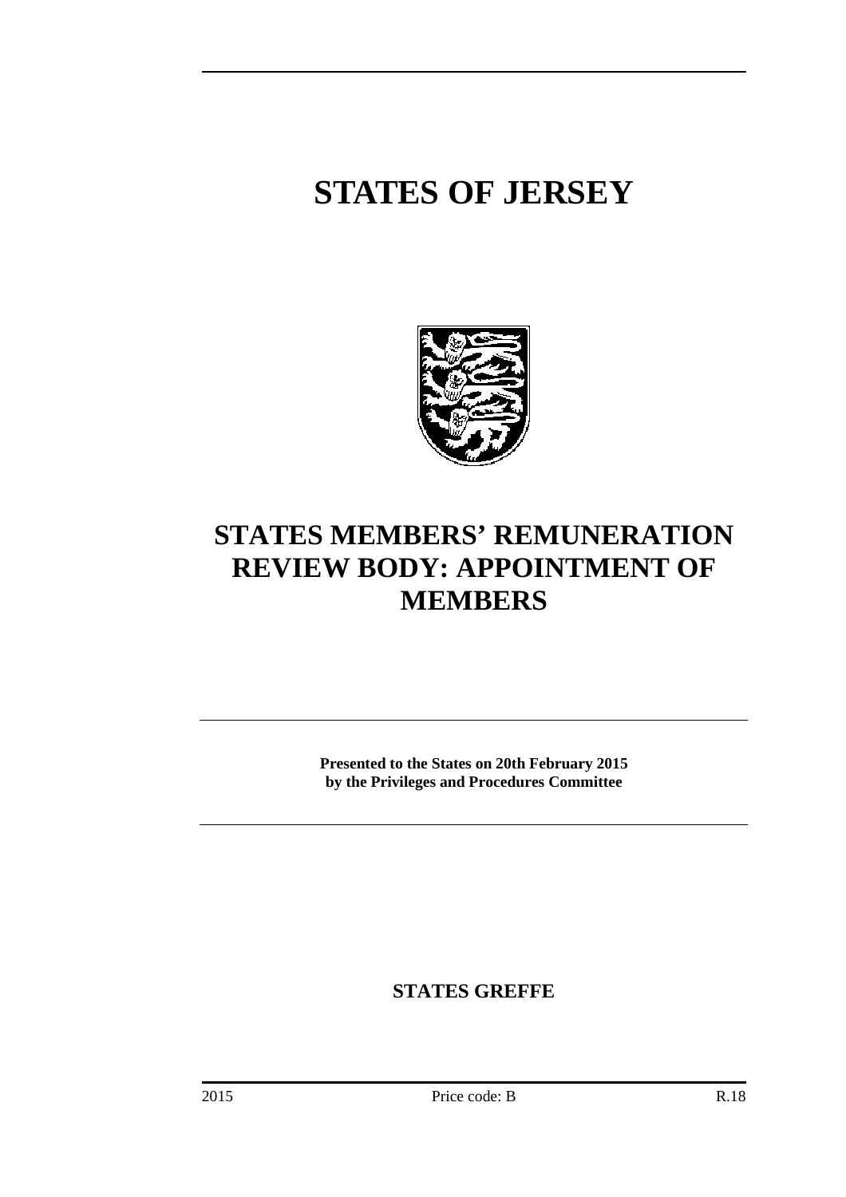# STATES OF JERSEY

# STATES MEMBERS' REMUNERATION REVIEW BODY: APPOINTMENT OF MEMBERS

**Presented to the States on 20th February 2015 by the Privileges and Procedures Committee**

**STATES GREFFE**

2015 Price code: B R.18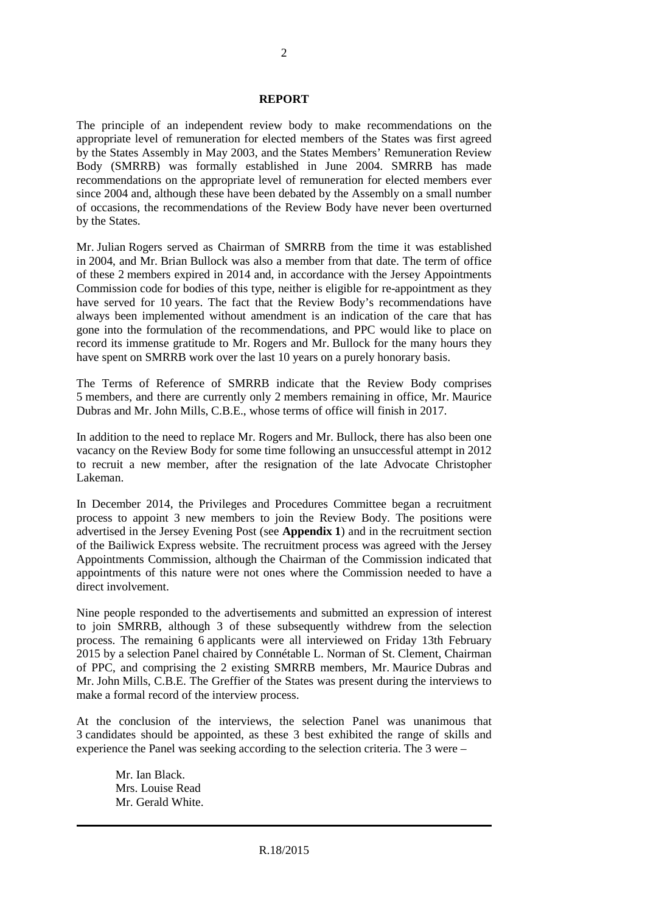**REPORT**

The principle of an independent review body to make recommendations on the appropriate level of remuneration for elected members of the States was first agreed by the States Assembly in May 2003, and the States Members' Remuneration Review Body (SMRRB) was formally established in June 2004. SMRRB has made recommendations on the appropriate level of remuneration for elected members ever since 2004 and, although these have been debated by the Assembly on a small number of occasions, the recommendations of the Review Body have never been overturned by the States.

Mr. Julian Rogers served as Chairman of SMRRB from the time it was established in 2004, and Mr. Brian Bullock was also a member from that date. The term of office of these 2 members expired in 2014 and, in accordance with the Jersey Appointments Commission code for bodies of this type, neither is eligible for re-appointment as they have served for 10 years. The fact that the Review Body's recommendations have always been implemented without amendment is an indication of the care that has gone into the formulation of the recommendations, and PPC would like to place on record its immense gratitude to Mr. Rogers and Mr. Bullock for the many hours they have spent on SMRRB work over the last 10 years on a purely honorary basis.

The Terms of Reference of SMRRB indicate that the Review Body comprises 5 members, and there are currently only 2 members remaining in office, Mr. Maurice Dubras and Mr. John Mills, C.B.E., whose terms of office will finish in 2017.

In addition to the need to replace Mr. Rogers and Mr. Bullock, there has also been one vacancy on the Review Body for some time following an unsuccessful attempt in 2012 to recruit a new member, after the resignation of the late Advocate Christopher Lakeman.

In December 2014, the Privileges and Procedures Committee began a recruitment process to appoint 3 new members to join the Review Body. The positions were advertised in the Jersey Evening Post (see **Appendix 1**) and in the recruitment section of the Bailiwick Express website. The recruitment process was agreed with the Jersey Appointments Commission, although the Chairman of the Commission indicated that appointments of this nature were not ones where the Commission needed to have a direct involvement.

Nine people responded to the advertisements and submitted an expression of interest to join SMRRB, although 3 of these subsequently withdrew from the selection process. The remaining 6 applicants were all interviewed on Friday 13th February 2015 by a selection Panel chaired by Connétable L. Norman of St. Clement, Chairman of PPC, and comprising the 2 existing SMRRB members, Mr. Maurice Dubras and Mr. John Mills, C.B.E. The Greffier of the States was present during the interviews to make a formal record of the interview process.

At the conclusion of the interviews, the selection Panel was unanimous that 3 candidates should be appointed, as these 3 best exhibited the range of skills and experience the Panel was seeking according to the selection criteria. The 3 were –

Mr. Ian Black.
Mrs. Louise Read
Mr. Gerald White.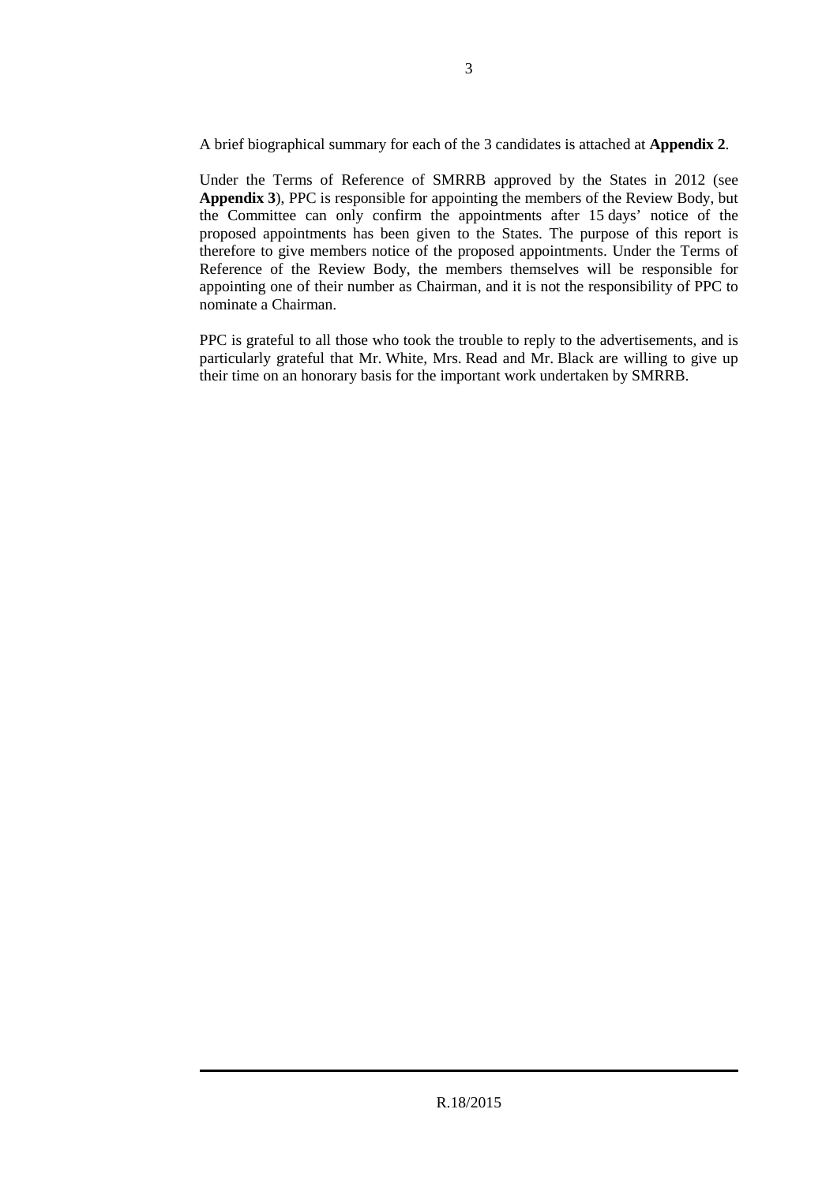A brief biographical summary for each of the 3 candidates is attached at **Appendix 2**.

Under the Terms of Reference of SMRRB approved by the States in 2012 (see **Appendix 3**), PPC is responsible for appointing the members of the Review Body, but the Committee can only confirm the appointments after 15 days' notice of the proposed appointments has been given to the States. The purpose of this report is therefore to give members notice of the proposed appointments. Under the Terms of Reference of the Review Body, the members themselves will be responsible for appointing one of their number as Chairman, and it is not the responsibility of PPC to nominate a Chairman.

PPC is grateful to all those who took the trouble to reply to the advertisements, and is particularly grateful that Mr. White, Mrs. Read and Mr. Black are willing to give up their time on an honorary basis for the important work undertaken by SMRRB.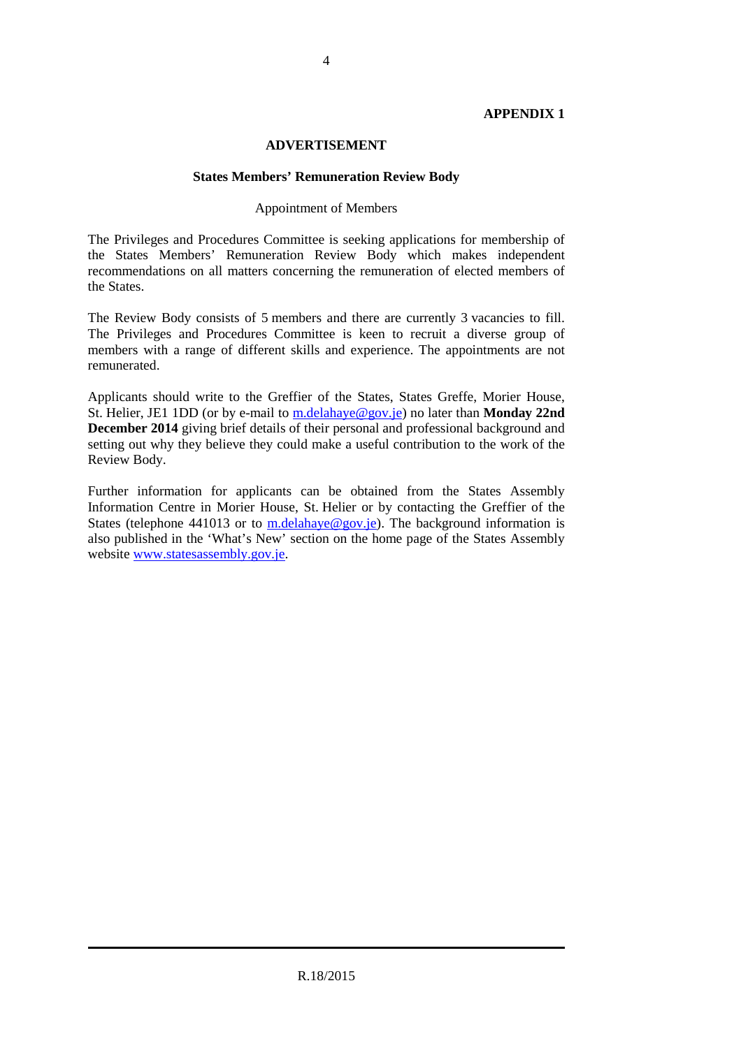**APPENDIX 1**

## ADVERTISEMENT

### States Members' Remuneration Review Body

Appointment of Members

The Privileges and Procedures Committee is seeking applications for membership of the States Members' Remuneration Review Body which makes independent recommendations on all matters concerning the remuneration of elected members of the States.

The Review Body consists of 5 members and there are currently 3 vacancies to fill. The Privileges and Procedures Committee is keen to recruit a diverse group of members with a range of different skills and experience. The appointments are not remunerated.

Applicants should write to the Greffier of the States, States Greffe, Morier House, St. Helier, JE1 1DD (or by e-mail to m.delahaye@gov.je) no later than **Monday 22nd December 2014** giving brief details of their personal and professional background and setting out why they believe they could make a useful contribution to the work of the Review Body.

Further information for applicants can be obtained from the States Assembly Information Centre in Morier House, St. Helier or by contacting the Greffier of the States (telephone 441013 or to m.delahaye@gov.je). The background information is also published in the 'What's New' section on the home page of the States Assembly website www.statesassembly.gov.je.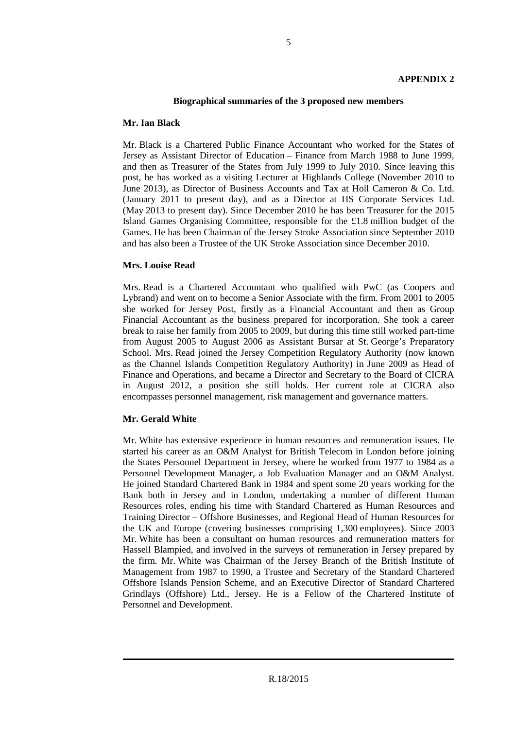**APPENDIX 2**

**Biographical summaries of the 3 proposed new members**

**Mr. Ian Black**

Mr. Black is a Chartered Public Finance Accountant who worked for the States of Jersey as Assistant Director of Education – Finance from March 1988 to June 1999, and then as Treasurer of the States from July 1999 to July 2010. Since leaving this post, he has worked as a visiting Lecturer at Highlands College (November 2010 to June 2013), as Director of Business Accounts and Tax at Holl Cameron & Co. Ltd. (January 2011 to present day), and as a Director at HS Corporate Services Ltd. (May 2013 to present day). Since December 2010 he has been Treasurer for the 2015 Island Games Organising Committee, responsible for the £1.8 million budget of the Games. He has been Chairman of the Jersey Stroke Association since September 2010 and has also been a Trustee of the UK Stroke Association since December 2010.

**Mrs. Louise Read**

Mrs. Read is a Chartered Accountant who qualified with PwC (as Coopers and Lybrand) and went on to become a Senior Associate with the firm. From 2001 to 2005 she worked for Jersey Post, firstly as a Financial Accountant and then as Group Financial Accountant as the business prepared for incorporation. She took a career break to raise her family from 2005 to 2009, but during this time still worked part-time from August 2005 to August 2006 as Assistant Bursar at St. George's Preparatory School. Mrs. Read joined the Jersey Competition Regulatory Authority (now known as the Channel Islands Competition Regulatory Authority) in June 2009 as Head of Finance and Operations, and became a Director and Secretary to the Board of CICRA in August 2012, a position she still holds. Her current role at CICRA also encompasses personnel management, risk management and governance matters.

**Mr. Gerald White**

Mr. White has extensive experience in human resources and remuneration issues. He started his career as an O&M Analyst for British Telecom in London before joining the States Personnel Department in Jersey, where he worked from 1977 to 1984 as a Personnel Development Manager, a Job Evaluation Manager and an O&M Analyst. He joined Standard Chartered Bank in 1984 and spent some 20 years working for the Bank both in Jersey and in London, undertaking a number of different Human Resources roles, ending his time with Standard Chartered as Human Resources and Training Director – Offshore Businesses, and Regional Head of Human Resources for the UK and Europe (covering businesses comprising 1,300 employees). Since 2003 Mr. White has been a consultant on human resources and remuneration matters for Hassell Blampied, and involved in the surveys of remuneration in Jersey prepared by the firm. Mr. White was Chairman of the Jersey Branch of the British Institute of Management from 1987 to 1990, a Trustee and Secretary of the Standard Chartered Offshore Islands Pension Scheme, and an Executive Director of Standard Chartered Grindlays (Offshore) Ltd., Jersey. He is a Fellow of the Chartered Institute of Personnel and Development.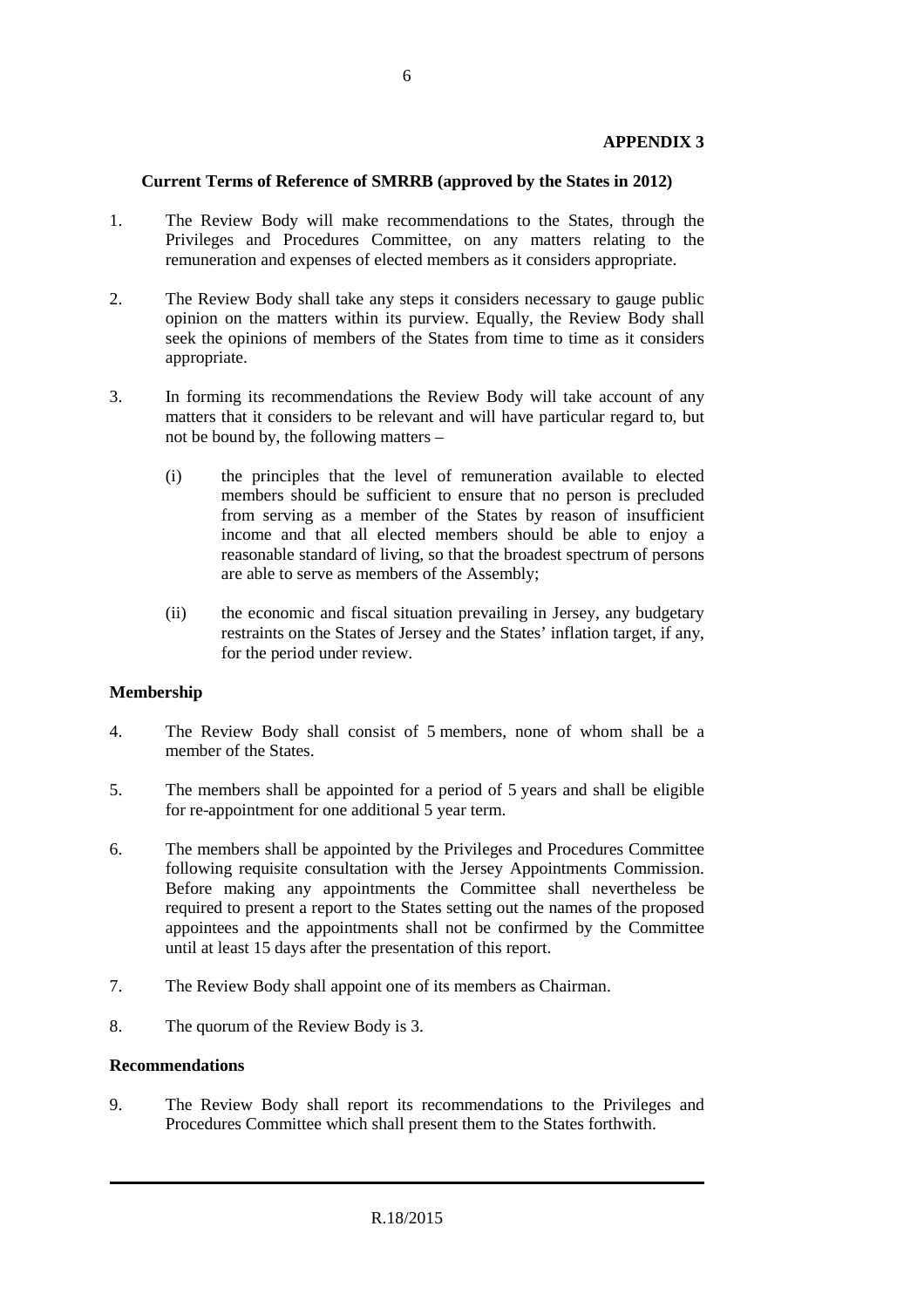**APPENDIX 3**

**Current Terms of Reference of SMRRB (approved by the States in 2012)**

1. The Review Body will make recommendations to the States, through the Privileges and Procedures Committee, on any matters relating to the remuneration and expenses of elected members as it considers appropriate.

2. The Review Body shall take any steps it considers necessary to gauge public opinion on the matters within its purview. Equally, the Review Body shall seek the opinions of members of the States from time to time as it considers appropriate.

3. In forming its recommendations the Review Body will take account of any matters that it considers to be relevant and will have particular regard to, but not be bound by, the following matters –

   (i) the principles that the level of remuneration available to elected members should be sufficient to ensure that no person is precluded from serving as a member of the States by reason of insufficient income and that all elected members should be able to enjoy a reasonable standard of living, so that the broadest spectrum of persons are able to serve as members of the Assembly;

   (ii) the economic and fiscal situation prevailing in Jersey, any budgetary restraints on the States of Jersey and the States' inflation target, if any, for the period under review.

**Membership**

4. The Review Body shall consist of 5 members, none of whom shall be a member of the States.

5. The members shall be appointed for a period of 5 years and shall be eligible for re-appointment for one additional 5 year term.

6. The members shall be appointed by the Privileges and Procedures Committee following requisite consultation with the Jersey Appointments Commission. Before making any appointments the Committee shall nevertheless be required to present a report to the States setting out the names of the proposed appointees and the appointments shall not be confirmed by the Committee until at least 15 days after the presentation of this report.

7. The Review Body shall appoint one of its members as Chairman.

8. The quorum of the Review Body is 3.

**Recommendations**

9. The Review Body shall report its recommendations to the Privileges and Procedures Committee which shall present them to the States forthwith.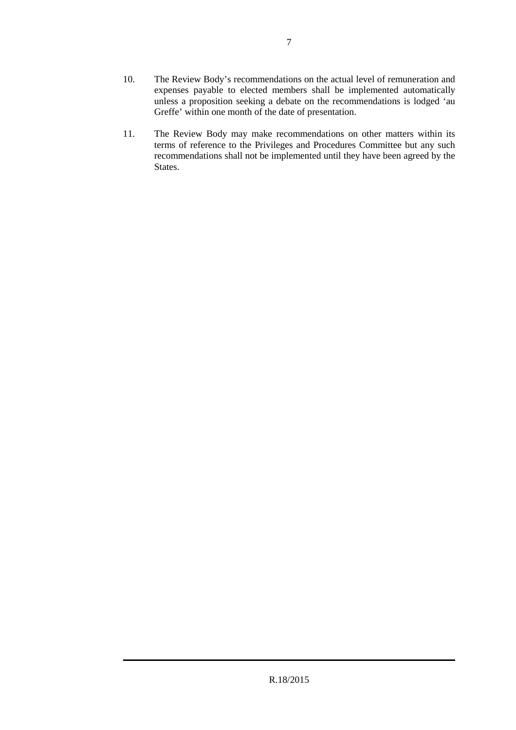10. The Review Body's recommendations on the actual level of remuneration and expenses payable to elected members shall be implemented automatically unless a proposition seeking a debate on the recommendations is lodged 'au Greffe' within one month of the date of presentation.

11. The Review Body may make recommendations on other matters within its terms of reference to the Privileges and Procedures Committee but any such recommendations shall not be implemented until they have been agreed by the States.